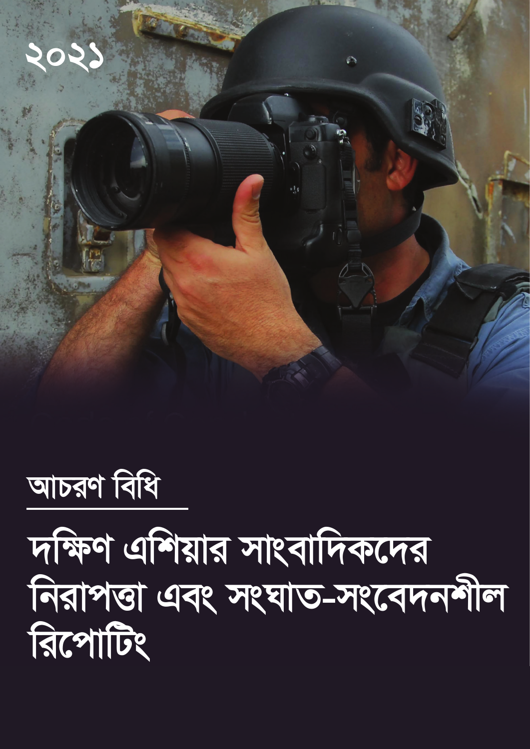২০২১

## আচরণ বিধি

# দক্ষিণ এশিয়ার সাংবাদিকদের নিরাপত্তা এবং সংঘাত-সংবেদনশীল রিপোর্টিং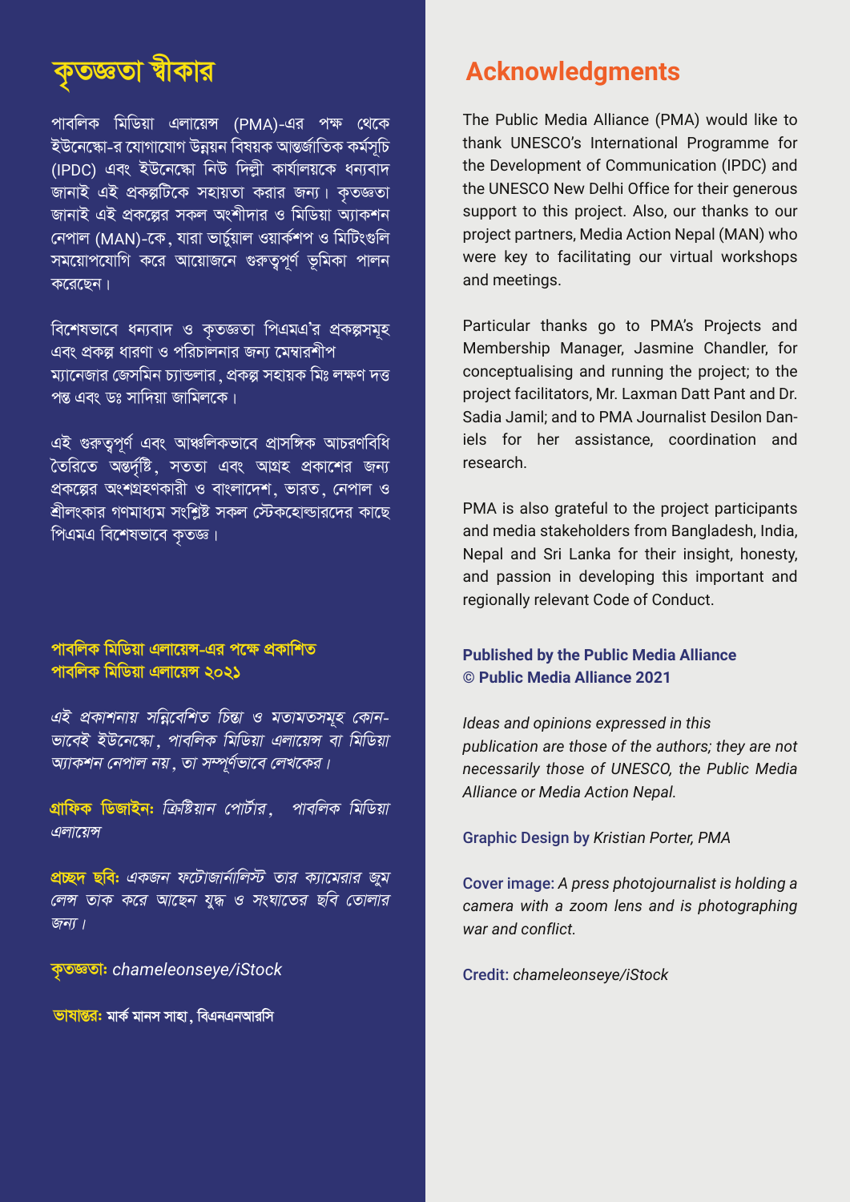# কৃতজ্ঞতা স্বীকার

পাবলিক মিডিয়া এলায়েন্স (PMA)-এর পক্ষ থেকে ইউনেস্কো-র যোগাযোগ উন্নয়ন বিষয়ক আন্তর্জাতিক কর্মসূচি (IPDC) এবং ইউনেস্কো নিউ দিল্লী কার্যালয়কে ধন্যবাদ জানাই এই প্রকল্পটিকে সহায়তা করার জন্য। কৃতজ্ঞতা জানাই এই প্রকল্পের সকল অংশীদার ও মিডিয়া অ্যাকশন নেপাল (MAN)-কে, যারা ভার্চুয়াল ওয়ার্কশপ ও মিটিংগুলি সময়োপযোগি করে আয়োজনে গুরুত্বপূর্ণ ভূমিকা পালন করেছেন।

বিশেষভাবে ধন্যবাদ ও কৃতজ্ঞতা পিএমএ'র প্রকল্পসমূহ এবং প্রকল্প ধারণা ও পরিচালনার জন্য মেম্বারশীপ ম্যানেজার জেসমিন চ্যান্ডলার, প্রকল্প সহায়ক মিঃ লক্ষণ দত্ত পন্ত এবং ডঃ সাদিয়া জামিলকে।

এই গুরুত্বপূর্ণ এবং আঞ্চলিকভাবে প্রাসঙ্গিক আচরণবিধি তৈরিতে অন্তর্দৃষ্টি, সততা এবং আগ্রহ প্রকাশের জন্য প্রকল্পের অংশগ্রহণকারী ও বাংলাদেশ, ভারত, নেপাল ও শ্রীলংকার গণমাধ্যম সংশ্লিষ্ট সকল স্টেকহোল্ডারদের কাছে পিএমএ বিশেষভাবে কৃতজ্ঞ।

**পাবলিক মিডিয়া এলায়েন্স-এর পক্ষে প্রকাশিত**
**পাবলিক মিডিয়া এলায়েন্স ২০২১**

*এই প্রকাশনায় সন্নিবেশিত চিন্তা ও মতামতসমূহ কোন-ভাবেই ইউনেস্কো, পাবলিক মিডিয়া এলায়েন্স বা মিডিয়া অ্যাকশন নেপাল নয়, তা সম্পূর্ণভাবে লেখকের।*

**গ্রাফিক ডিজাইনঃ** *ক্রিষ্টিয়ান পোর্টার, পাবলিক মিডিয়া এলায়েন্স*

**প্রচ্ছদ ছবিঃ** *একজন ফটোজার্নালিস্ট তার ক্যামেরার জুম লেন্স তাক করে আছেন যুদ্ধ ও সংঘাতের ছবি তোলার জন্য।*

**কৃতজ্ঞতাঃ** *chameleonseye/iStock*

**ভাষান্তরঃ** মার্ক মানস সাহা, বিএনএনআরসি

# Acknowledgments

The Public Media Alliance (PMA) would like to thank UNESCO's International Programme for the Development of Communication (IPDC) and the UNESCO New Delhi Office for their generous support to this project. Also, our thanks to our project partners, Media Action Nepal (MAN) who were key to facilitating our virtual workshops and meetings.

Particular thanks go to PMA's Projects and Membership Manager, Jasmine Chandler, for conceptualising and running the project; to the project facilitators, Mr. Laxman Datt Pant and Dr. Sadia Jamil; and to PMA Journalist Desilon Daniels for her assistance, coordination and research.

PMA is also grateful to the project participants and media stakeholders from Bangladesh, India, Nepal and Sri Lanka for their insight, honesty, and passion in developing this important and regionally relevant Code of Conduct.

**Published by the Public Media Alliance**
**© Public Media Alliance 2021**

*Ideas and opinions expressed in this publication are those of the authors; they are not necessarily those of UNESCO, the Public Media Alliance or Media Action Nepal.*

**Graphic Design by** *Kristian Porter, PMA*

**Cover image:** *A press photojournalist is holding a camera with a zoom lens and is photographing war and conflict.*

**Credit:** *chameleonseye/iStock*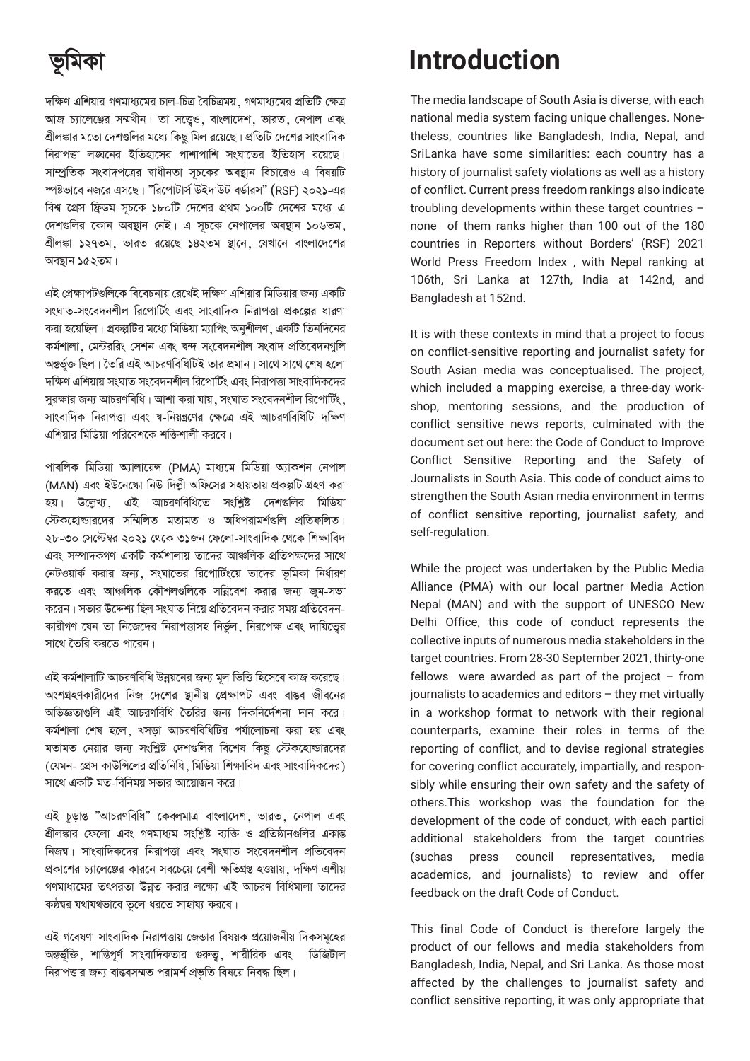# ভূমিকা

দক্ষিণ এশিয়ার গণমাধ্যমের চাল-চিত্র বৈচিত্রময়, গণমাধ্যমের প্রতিটি ক্ষেত্র আজ চ্যালেঞ্জের সম্মুখীন। তা সত্ত্বেও, বাংলাদেশ, ভারত, নেপাল এবং শ্রীলঙ্কার মতো দেশগুলির মধ্যে কিছু মিল রয়েছে। প্রতিটি দেশের সাংবাদিক নিরাপত্তা লঙ্ঘনের ইতিহাসের পাশাপাশি সংঘাতের ইতিহাস রয়েছে। সাম্প্রতিক সংবাদপত্রের স্বাধীনতা সূচকের অবস্থান বিচারেও এ বিষয়টি স্পষ্টভাবে নজরে এসছে। "রিপোটার্স উইদাউট বর্ডারস" (RSF) ২০২১-এর বিশ্ব প্রেস ফ্রিডম সূচকে ১৮০টি দেশের প্রথম ১০০টি দেশের মধ্যে এ দেশগুলির কোন অবস্থান নেই। এ সূচকে নেপালের অবস্থান ১০৬তম, শ্রীলঙ্কা ১২৭তম, ভারত রয়েছে ১৪২তম স্থানে, যেখানে বাংলাদেশের অবস্থান ১৫২তম।

এই প্রেক্ষাপটগুলিকে বিবেচনায় রেখেই দক্ষিণ এশিয়ার মিডিয়ার জন্য একটি সংঘাত-সংবেদনশীল রিপোর্টিং এবং সাংবাদিক নিরাপত্তা প্রকল্পের ধারণা করা হয়েছিল। প্রকল্পটির মধ্যে মিডিয়া ম্যাপিং অনুশীলণ, একটি তিনদিনের কর্মশালা, মেন্টররিং সেশন এবং দ্বন্দ সংবেদনশীল সংবাদ প্রতিবেদনগুলি অন্তর্ভূক্ত ছিল। তৈরি এই আচরণবিধিটিই তার প্রমান। সাথে সাথে শেষ হলো দক্ষিণ এশিয়ায় সংঘাত সংবেদনশীল রিপোর্টিং এবং নিরাপত্তা সাংবাদিকদের সুরক্ষার জন্য আচরণবিধি। আশা করা যায়, সংঘাত সংবেদনশীল রিপোর্টিং, সাংবাদিক নিরাপত্তা এবং স্ব-নিয়ন্ত্রণের ক্ষেত্রে এই আচরণবিধিটি দক্ষিণ এশিয়ার মিডিয়া পরিবেশকে শক্তিশালী করবে।

পাবলিক মিডিয়া অ্যালায়েন্স (PMA) মাধ্যমে মিডিয়া অ্যাকশন নেপাল (MAN) এবং ইউনেস্কো নিউ দিল্লী অফিসের সহায়তায় প্রকল্পটি গ্রহণ করা হয়। উল্লেখ্য, এই আচরণবিধিতে সংশ্লিষ্ট দেশগুলির মিডিয়া স্টেকহোল্ডারদের সম্মিলিত মতামত ও অধিপরামর্শগুলি প্রতিফলিত। ২৮-৩০ সেপ্টেম্বর ২০২১ থেকে ৩১জন ফেলো-সাংবাদিক থেকে শিক্ষাবিদ এবং সম্পাদকগণ একটি কর্মশালায় তাদের আঞ্চলিক প্রতিপক্ষদের সাথে নেটওয়ার্ক করার জন্য, সংঘাতের রিপোর্টিংয়ে তাদের ভূমিকা নির্ধারণ করতে এবং আঞ্চলিক কৌশলগুলিকে সন্নিবেশ করার জন্য জুম-সভা করেন। সভার উদ্দেশ্য ছিল সংঘাত নিয়ে প্রতিবেদন করার সময় প্রতিবেদন-কারীগণ যেন তা নিজেদের নিরাপত্তাসহ নির্ভুল, নিরপেক্ষ এবং দায়িত্বের সাথে তৈরি করতে পারেন।

এই কর্মশালাটি আচরণবিধি উন্নয়নের জন্য মূল ভিত্তি হিসেবে কাজ করেছে। অংশগ্রহণকারীদের নিজ দেশের স্থানীয় প্রেক্ষাপট এবং বাস্তব জীবনের অভিজ্ঞতাগুলি এই আচরণবিধি তৈরির জন্য দিকনির্দেশনা দান করে। কর্মশালা শেষ হলে, খসড়া আচরণবিধিটির পর্যালোচনা করা হয় এবং মতামত নেয়ার জন্য সংশ্লিষ্ট দেশগুলির বিশেষ কিছু স্টেকহোল্ডারদের (যেমন- প্রেস কাউন্সিলের প্রতিনিধি, মিডিয়া শিক্ষাবিদ এবং সাংবাদিকদের) সাথে একটি মত-বিনিময় সভার আয়োজন করে।

এই চূড়ান্ত "আচরণবিধি" কেবলমাত্র বাংলাদেশ, ভারত, নেপাল এবং শ্রীলঙ্কার ফেলো এবং গণমাধ্যম সংশ্লিষ্ট ব্যক্তি ও প্রতিষ্ঠানগুলির একান্ত নিজস্ব। সাংবাদিকদের নিরাপত্তা এবং সংঘাত সংবেদনশীল প্রতিবেদন প্রকাশের চ্যালেঞ্জের কারনে সবচেয়ে বেশী ক্ষতিগ্রস্ত হওয়ায়, দক্ষিণ এশীয় গণমাধ্যমের তৎপরতা উন্নত করার লক্ষ্যে এই আচরণ বিধিমালা তাদের কণ্ঠস্বর যথাযথভাবে তুলে ধরতে সাহায্য করবে।

এই গবেষণা সাংবাদিক নিরাপত্তায় জেন্ডার বিষয়ক প্রয়োজনীয় দিকসমূহের অন্তর্ভূক্তি, শান্তিপূর্ণ সাংবাদিকতার গুরুত্ব, শারীরিক এবং ডিজিটাল নিরাপত্তার জন্য বাস্তবসম্মত পরামর্শ প্রভৃতি বিষয়ে নিবদ্ধ ছিল।

# Introduction

The media landscape of South Asia is diverse, with each national media system facing unique challenges. Nonetheless, countries like Bangladesh, India, Nepal, and SriLanka have some similarities: each country has a history of journalist safety violations as well as a history of conflict. Current press freedom rankings also indicate troubling developments within these target countries – none of them ranks higher than 100 out of the 180 countries in Reporters without Borders' (RSF) 2021 World Press Freedom Index , with Nepal ranking at 106th, Sri Lanka at 127th, India at 142nd, and Bangladesh at 152nd.

It is with these contexts in mind that a project to focus on conflict-sensitive reporting and journalist safety for South Asian media was conceptualised. The project, which included a mapping exercise, a three-day workshop, mentoring sessions, and the production of conflict sensitive news reports, culminated with the document set out here: the Code of Conduct to Improve Conflict Sensitive Reporting and the Safety of Journalists in South Asia. This code of conduct aims to strengthen the South Asian media environment in terms of conflict sensitive reporting, journalist safety, and self-regulation.

While the project was undertaken by the Public Media Alliance (PMA) with our local partner Media Action Nepal (MAN) and with the support of UNESCO New Delhi Office, this code of conduct represents the collective inputs of numerous media stakeholders in the target countries. From 28-30 September 2021, thirty-one fellows were awarded as part of the project – from journalists to academics and editors – they met virtually in a workshop format to network with their regional counterparts, examine their roles in terms of the reporting of conflict, and to devise regional strategies for covering conflict accurately, impartially, and responsibly while ensuring their own safety and the safety of others.This workshop was the foundation for the development of the code of conduct, with each partici additional stakeholders from the target countries (suchas press council representatives, media academics, and journalists) to review and offer feedback on the draft Code of Conduct.

This final Code of Conduct is therefore largely the product of our fellows and media stakeholders from Bangladesh, India, Nepal, and Sri Lanka. As those most affected by the challenges to journalist safety and conflict sensitive reporting, it was only appropriate that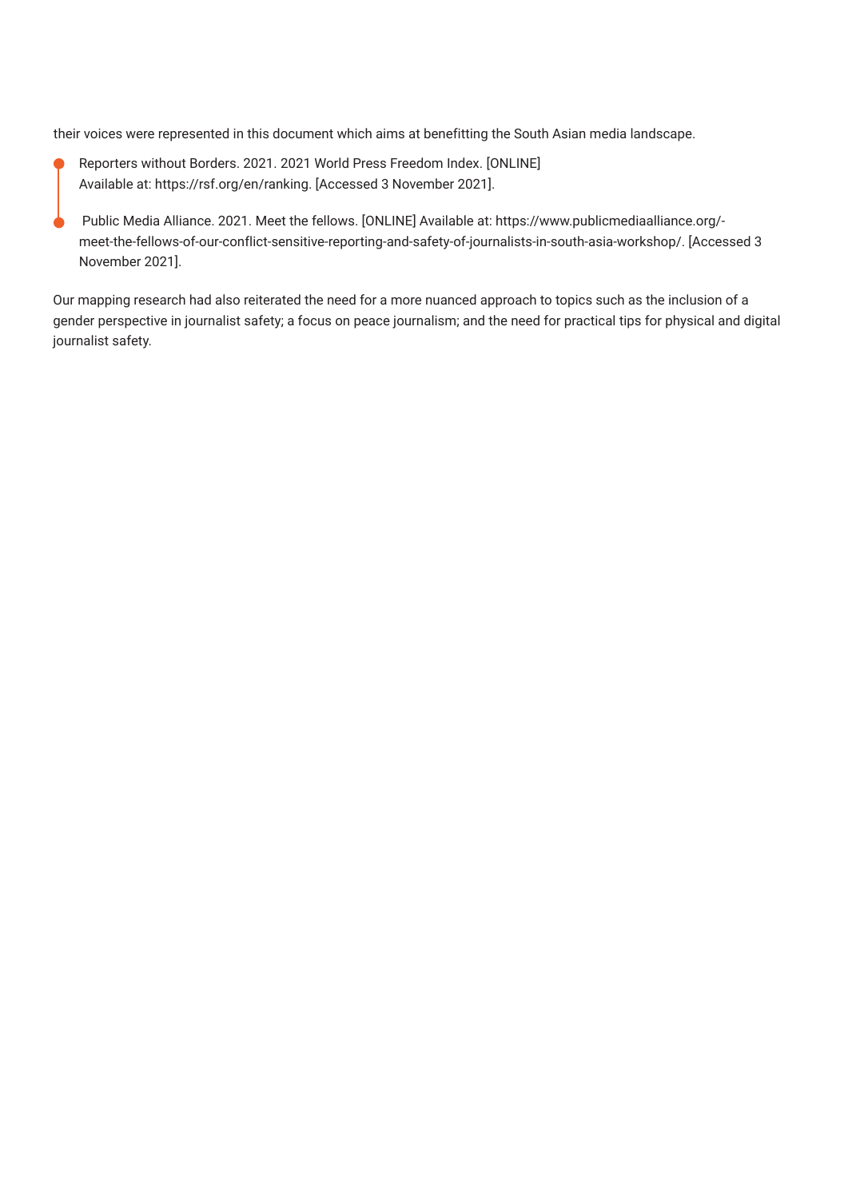their voices were represented in this document which aims at benefitting the South Asian media landscape.

- Reporters without Borders. 2021. 2021 World Press Freedom Index. [ONLINE] Available at: https://rsf.org/en/ranking. [Accessed 3 November 2021].
- Public Media Alliance. 2021. Meet the fellows. [ONLINE] Available at: https://www.publicmediaalliance.org/-meet-the-fellows-of-our-conflict-sensitive-reporting-and-safety-of-journalists-in-south-asia-workshop/. [Accessed 3 November 2021].

Our mapping research had also reiterated the need for a more nuanced approach to topics such as the inclusion of a gender perspective in journalist safety; a focus on peace journalism; and the need for practical tips for physical and digital journalist safety.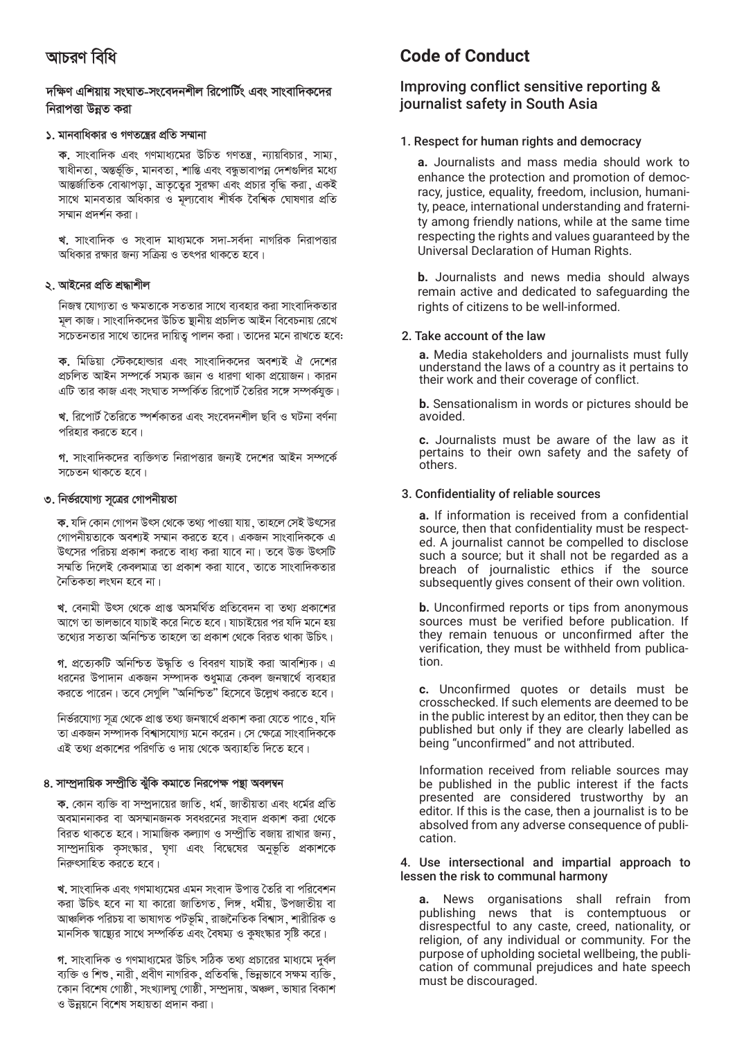# আচরণ বিধি

## দক্ষিণ এশিয়ায় সংঘাত-সংবেদনশীল রিপোর্টিং এবং সাংবাদিকদের নিরাপত্তা উন্নত করা

### ১. মানবাধিকার ও গণতন্ত্রের প্রতি সম্মানা

**ক.** সাংবাদিক এবং গণমাধ্যমের উচিত গণতন্ত্র, ন্যায়বিচার, সাম্য, স্বাধীনতা, অন্তর্ভূক্তি, মানবতা, শান্তি এবং বন্ধুভাবাপন্ন দেশগুলির মধ্যে আন্তর্জাতিক বোঝাপড়া, ভ্রাতৃত্বের সুরক্ষা এবং প্রচার বৃদ্ধি করা, একই সাথে মানবতার অধিকার ও মূল্যবোধ শীর্ষক বৈশ্বিক ঘোষণার প্রতি সম্মান প্রদর্শন করা।

**খ.** সাংবাদিক ও সংবাদ মাধ্যমকে সদা-সর্বদা নাগরিক নিরাপত্তার অধিকার রক্ষার জন্য সক্রিয় ও তৎপর থাকতে হবে।

### ২. আইনের প্রতি শ্রদ্ধাশীল

নিজস্ব যোগ্যতা ও ক্ষমতাকে সততার সাথে ব্যবহার করা সাংবাদিকতার মূল কাজ। সাংবাদিকদের উচিত স্থানীয় প্রচলিত আইন বিবেচনায় রেখে সচেতনতার সাথে তাদের দায়িত্ব পালন করা। তাদের মনে রাখতে হবে:

**ক.** মিডিয়া স্টেকহোল্ডার এবং সাংবাদিকদের অবশ্যই ঐ দেশের প্রচলিত আইন সম্পর্কে সম্যক জ্ঞান ও ধারণা থাকা প্রয়োজন। কারন এটি তার কাজ এবং সংঘাত সম্পর্কিত রিপোর্ট তৈরির সঙ্গে সম্পর্কযুক্ত।

**খ.** রিপোর্ট তৈরিতে স্পর্শকাতর এবং সংবেদনশীল ছবি ও ঘটনা বর্ণনা পরিহার করতে হবে।

**গ.** সাংবাদিকদের ব্যক্তিগত নিরাপত্তার জন্যই দেশের আইন সম্পর্কে সচেতন থাকতে হবে।

### ৩. নির্ভরযোগ্য সূত্রের গোপনীয়তা

**ক.** যদি কোন গোপন উৎস থেকে তথ্য পাওয়া যায়, তাহলে সেই উৎসের গোপনীয়তাকে অবশ্যই সম্মান করতে হবে। একজন সাংবাদিককে এ উৎসের পরিচয় প্রকাশ করতে বাধ্য করা যাবে না। তবে উক্ত উৎসটি সম্মতি দিলেই কেবলমাত্র তা প্রকাশ করা যাবে, তাতে সাংবাদিকতার নৈতিকতা লংঘন হবে না।

**খ.** বেনামী উৎস থেকে প্রাপ্ত অসমর্থিত প্রতিবেদন বা তথ্য প্রকাশের আগে তা ভালভাবে যাচাই করে নিতে হবে। যাচাইয়ের পর যদি মনে হয় তথ্যের সত্যতা অনিশ্চিত তাহলে তা প্রকাশ থেকে বিরত থাকা উচিৎ।

**গ.** প্রত্যেকটি অনিশ্চিত উদ্ধৃতি ও বিবরণ যাচাই করা আবশ্যিক। এ ধরনের উপাদান একজন সম্পাদক শুধুমাত্র কেবল জনস্বার্থে ব্যবহার করতে পারেন। তবে সেগুলি "অনিশ্চিত" হিসেবে উল্লেখ করতে হবে।

নির্ভরযোগ্য সূত্র থেকে প্রাপ্ত তথ্য জনস্বার্থে প্রকাশ করা যেতে পাওে, যদি তা একজন সম্পাদক বিশ্বাসযোগ্য মনে করেন। সে ক্ষেত্রে সাংবাদিককে এই তথ্য প্রকাশের পরিণতি ও দায় থেকে অব্যাহতি দিতে হবে।

### ৪. সাম্প্রদায়িক সম্প্রীতি ঝুঁকি কমাতে নিরপেক্ষ পন্থা অবলম্বন

**ক.** কোন ব্যক্তি বা সম্প্রদায়ের জাতি, ধর্ম, জাতীয়তা এবং ধর্মের প্রতি অবমাননাকর বা অসম্মানজনক সবধরনের সংবাদ প্রকাশ করা থেকে বিরত থাকতে হবে। সামাজিক কল্যাণ ও সম্প্রীতি বজায় রাখার জন্য, সাম্প্রদায়িক কুসংস্কার, ঘৃণা এবং বিদ্বেষের অনুভূতি প্রকাশকে নিরুৎসাহিত করতে হবে।

**খ.** সাংবাদিক এবং গণমাধ্যমের এমন সংবাদ উপাত্ত তৈরি বা পরিবেশন করা উচিৎ হবে না যা কারো জাতিগত, লিঙ্গ, ধর্মীয়, উপজাতীয় বা আঞ্চলিক পরিচয় বা ভাষাগত পটভূমি, রাজনৈতিক বিশ্বাস, শারীরিক ও মানসিক স্বাস্থ্যের সাথে সম্পর্কিত এবং বৈষম্য ও কুষংস্কার সৃষ্টি করে।

**গ.** সাংবাদিক ও গণমাধ্যমের উচিৎ সঠিক তথ্য প্রচারের মাধ্যমে দুর্বল ব্যক্তি ও শিশু, নারী, প্রবীণ নাগরিক, প্রতিবন্ধি, ভিন্নভাবে সক্ষম ব্যক্তি, কোন বিশেষ গোষ্ঠী, সংখ্যালঘু গোষ্ঠী, সম্প্রদায়, অঞ্চল, ভাষার বিকাশ ও উন্নয়নে বিশেষ সহায়তা প্রদান করা।

# Code of Conduct

## Improving conflict sensitive reporting & journalist safety in South Asia

### 1. Respect for human rights and democracy

**a.** Journalists and mass media should work to enhance the protection and promotion of democracy, justice, equality, freedom, inclusion, humanity, peace, international understanding and fraternity among friendly nations, while at the same time respecting the rights and values guaranteed by the Universal Declaration of Human Rights.

**b.** Journalists and news media should always remain active and dedicated to safeguarding the rights of citizens to be well-informed.

### 2. Take account of the law

**a.** Media stakeholders and journalists must fully understand the laws of a country as it pertains to their work and their coverage of conflict.

**b.** Sensationalism in words or pictures should be avoided.

**c.** Journalists must be aware of the law as it pertains to their own safety and the safety of others.

### 3. Confidentiality of reliable sources

**a.** If information is received from a confidential source, then that confidentiality must be respected. A journalist cannot be compelled to disclose such a source; but it shall not be regarded as a breach of journalistic ethics if the source subsequently gives consent of their own volition.

**b.** Unconfirmed reports or tips from anonymous sources must be verified before publication. If they remain tenuous or unconfirmed after the verification, they must be withheld from publication.

**c.** Unconfirmed quotes or details must be crosschecked. If such elements are deemed to be in the public interest by an editor, then they can be published but only if they are clearly labelled as being "unconfirmed" and not attributed.

Information received from reliable sources may be published in the public interest if the facts presented are considered trustworthy by an editor. If this is the case, then a journalist is to be absolved from any adverse consequence of publication.

### 4. Use intersectional and impartial approach to lessen the risk to communal harmony

**a.** News organisations shall refrain from publishing news that is contemptuous or disrespectful to any caste, creed, nationality, or religion, of any individual or community. For the purpose of upholding societal wellbeing, the publication of communal prejudices and hate speech must be discouraged.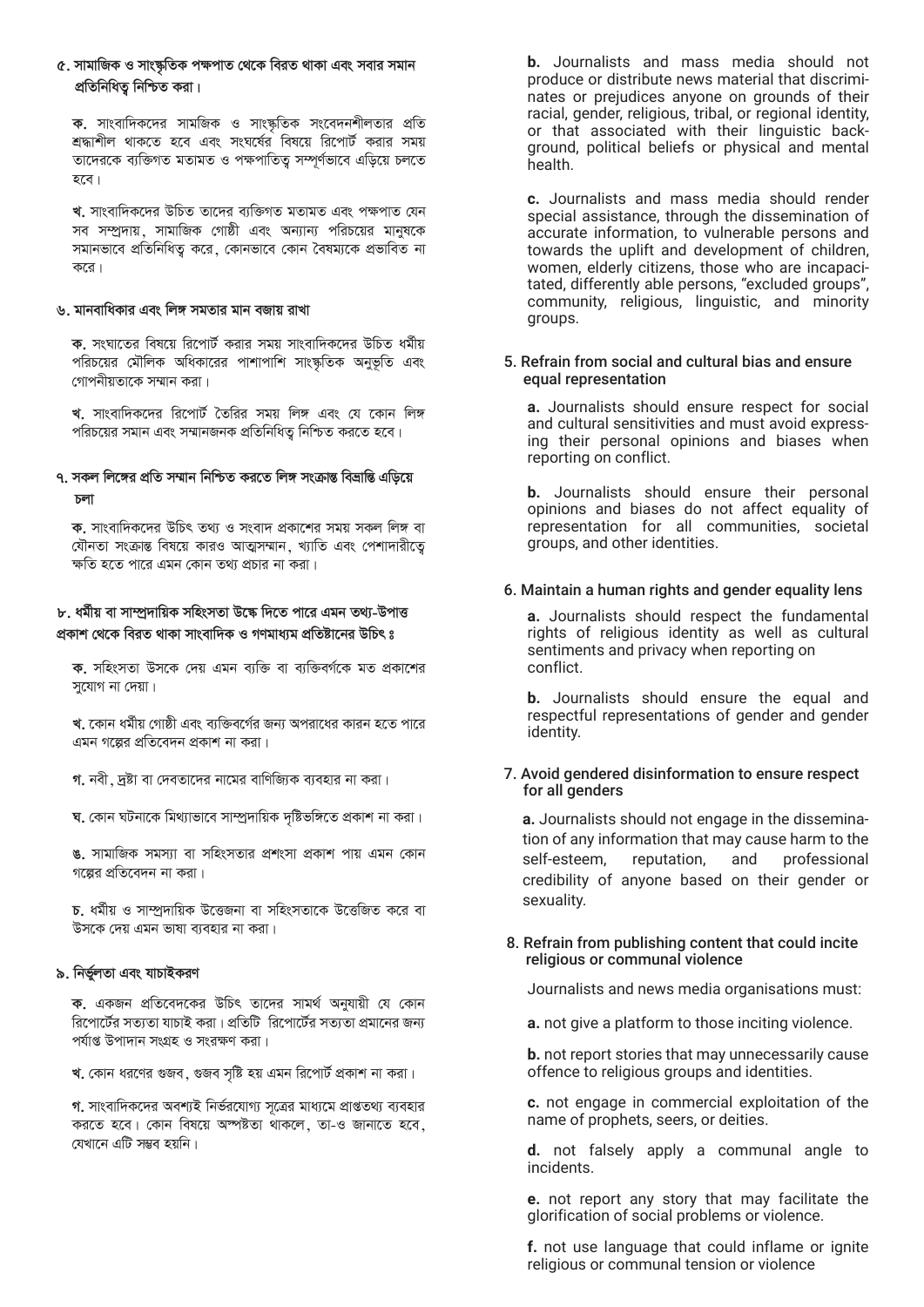## ৫. সামাজিক ও সাংস্কৃতিক পক্ষপাত থেকে বিরত থাকা এবং সবার সমান প্রতিনিধিত্ব নিশ্চিত করা।

**ক.** সাংবাদিকদের সামজিক ও সাংস্কৃতিক সংবেদনশীলতার প্রতি শ্রদ্ধাশীল থাকতে হবে এবং সংঘর্ষের বিষয়ে রিপোর্ট করার সময় তাদেরকে ব্যক্তিগত মতামত ও পক্ষপাতিত্ব সম্পূর্ণভাবে এড়িয়ে চলতে হবে।

**খ.** সাংবাদিকদের উচিত তাদের ব্যক্তিগত মতামত এবং পক্ষপাত যেন সব সম্প্রদায়, সামাজিক গোষ্ঠী এবং অন্যান্য পরিচয়ের মানুষকে সমানভাবে প্রতিনিধিত্ব করে, কোনভাবে কোন বৈষম্যকে প্রভাবিত না করে।

## ৬. মানবাধিকার এবং লিঙ্গ সমতার মান বজায় রাখা

**ক.** সংঘাতের বিষয়ে রিপোর্ট করার সময় সাংবাদিকদের উচিত ধর্মীয় পরিচয়ের মৌলিক অধিকারের পাশাপাশি সাংস্কৃতিক অনুভূতি এবং গোপনীয়তাকে সম্মান করা।

**খ.** সাংবাদিকদের রিপোর্ট তৈরির সময় লিঙ্গ এবং যে কোন লিঙ্গ পরিচয়ের সমান এবং সম্মানজনক প্রতিনিধিত্ব নিশ্চিত করতে হবে।

## ৭. সকল লিঙ্গের প্রতি সম্মান নিশ্চিত করতে লিঙ্গ সংক্রান্ত বিভ্রান্তি এড়িয়ে চলা

**ক.** সাংবাদিকদের উচিৎ তথ্য ও সংবাদ প্রকাশের সময় সকল লিঙ্গ বা যৌনতা সংক্রান্ত বিষয়ে কারও আত্মসম্মান, খ্যাতি এবং পেশাদারীত্বে ক্ষতি হতে পারে এমন কোন তথ্য প্রচার না করা।

## ৮. ধর্মীয় বা সাম্প্রদায়িক সহিংসতা উস্কে দিতে পারে এমন তথ্য-উপাত্ত প্রকাশ থেকে বিরত থাকা সাংবাদিক ও গণমাধ্যম প্রতিষ্ঠানের উচিৎ ঃ

**ক.** সহিংসতা উসকে দেয় এমন ব্যক্তি বা ব্যক্তিবর্গকে মত প্রকাশের সুযোগ না দেয়া।

**খ.** কোন ধর্মীয় গোষ্ঠী এবং ব্যক্তিবর্গের জন্য অপরাধের কারন হতে পারে এমন গল্পের প্রতিবেদন প্রকাশ না করা।

**গ.** নবী, দ্রষ্টা বা দেবতাদের নামের বাণিজ্যিক ব্যবহার না করা।

**ঘ.** কোন ঘটনাকে মিথ্যাভাবে সাম্প্রদায়িক দৃষ্টিভঙ্গিতে প্রকাশ না করা।

**ঙ.** সামাজিক সমস্যা বা সহিংসতার প্রশংসা প্রকাশ পায় এমন কোন গল্পের প্রতিবেদন না করা।

**চ.** ধর্মীয় ও সাম্প্রদায়িক উত্তেজনা বা সহিংসতাকে উত্তেজিত করে বা উসকে দেয় এমন ভাষা ব্যবহার না করা।

## ৯. নির্ভুলতা এবং যাচাইকরণ

**ক.** একজন প্রতিবেদকের উচিৎ তাদের সামর্থ অনুযায়ী যে কোন রিপোর্টের সত্যতা যাচাই করা। প্রতিটি রিপোর্টের সত্যতা প্রমানের জন্য পর্যাপ্ত উপাদান সংগ্রহ ও সংরক্ষণ করা।

**খ.** কোন ধরণের গুজব, গুজব সৃষ্টি হয় এমন রিপোর্ট প্রকাশ না করা।

**গ.** সাংবাদিকদের অবশ্যই নির্ভরযোগ্য সূত্রের মাধ্যমে প্রাপ্ততথ্য ব্যবহার করতে হবে। কোন বিষয়ে অস্পষ্টতা থাকলে, তা-ও জানাতে হবে, যেখানে এটি সম্ভব হয়নি।

**b.** Journalists and mass media should not produce or distribute news material that discriminates or prejudices anyone on grounds of their racial, gender, religious, tribal, or regional identity, or that associated with their linguistic background, political beliefs or physical and mental health.

**c.** Journalists and mass media should render special assistance, through the dissemination of accurate information, to vulnerable persons and towards the uplift and development of children, women, elderly citizens, those who are incapacitated, differently able persons, "excluded groups", community, religious, linguistic, and minority groups.

## 5. Refrain from social and cultural bias and ensure equal representation

**a.** Journalists should ensure respect for social and cultural sensitivities and must avoid expressing their personal opinions and biases when reporting on conflict.

**b.** Journalists should ensure their personal opinions and biases do not affect equality of representation for all communities, societal groups, and other identities.

## 6. Maintain a human rights and gender equality lens

**a.** Journalists should respect the fundamental rights of religious identity as well as cultural sentiments and privacy when reporting on conflict.

**b.** Journalists should ensure the equal and respectful representations of gender and gender identity.

## 7. Avoid gendered disinformation to ensure respect for all genders

**a.** Journalists should not engage in the dissemination of any information that may cause harm to the self-esteem, reputation, and professional credibility of anyone based on their gender or sexuality.

## 8. Refrain from publishing content that could incite religious or communal violence

Journalists and news media organisations must:

**a.** not give a platform to those inciting violence.

**b.** not report stories that may unnecessarily cause offence to religious groups and identities.

**c.** not engage in commercial exploitation of the name of prophets, seers, or deities.

**d.** not falsely apply a communal angle to incidents.

**e.** not report any story that may facilitate the glorification of social problems or violence.

**f.** not use language that could inflame or ignite religious or communal tension or violence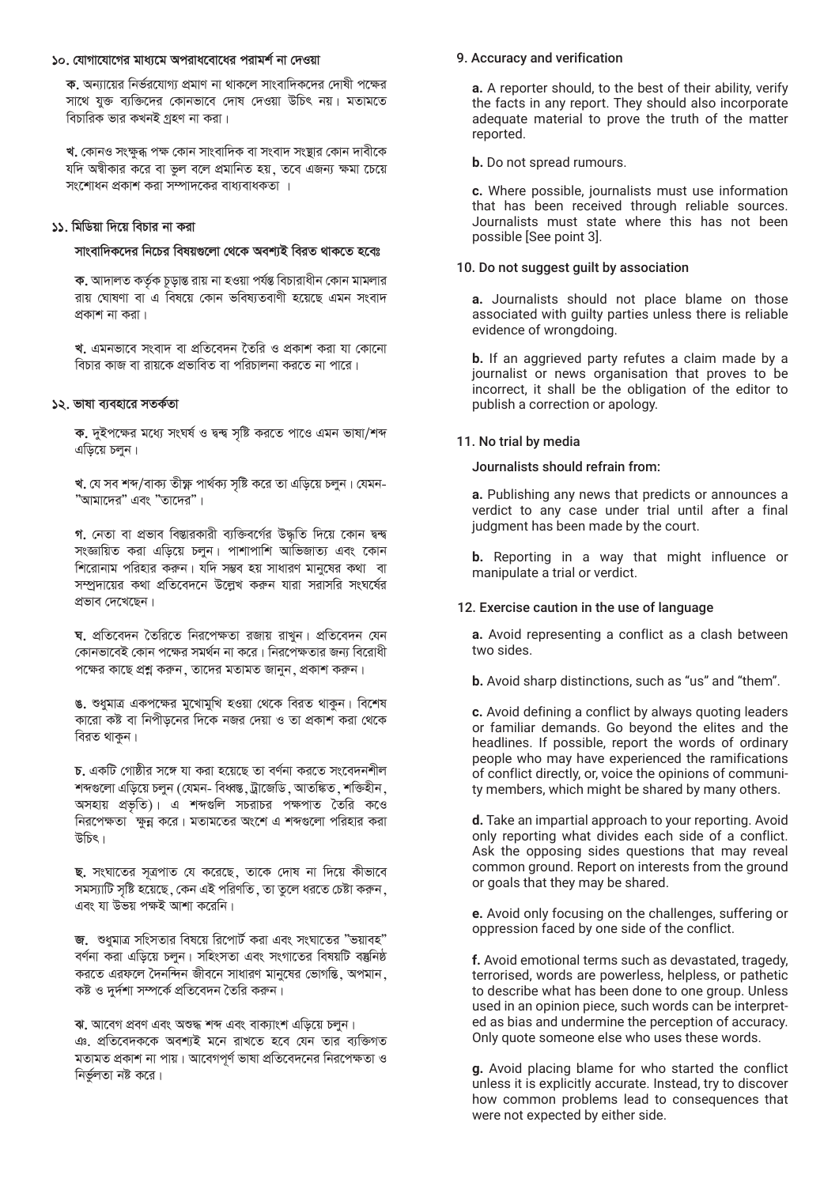## ১০. যোগাযোগের মাধ্যমে অপরাধবোধের পরামর্শ না দেওয়া

**ক.** অন্যায়ের নির্ভরযোগ্য প্রমাণ না থাকলে সাংবাদিকদের দোষী পক্ষের সাথে যুক্ত ব্যক্তিদের কোনভাবে দোষ দেওয়া উচিৎ নয়। মতামতে বিচারিক ভার কখনই গ্রহণ না করা।

**খ.** কোনও সংক্ষুব্ধ পক্ষ কোন সাংবাদিক বা সংবাদ সংস্থার কোন দাবীকে যদি অস্বীকার করে বা ভুল বলে প্রমানিত হয়, তবে এজন্য ক্ষমা চেয়ে সংশোধন প্রকাশ করা সম্পাদকের বাধ্যবাধকতা ।

## ১১. মিডিয়া দিয়ে বিচার না করা

**সাংবাদিকদের নিচের বিষয়গুলো থেকে অবশ্যই বিরত থাকতে হবেঃ**

**ক.** আদালত কর্তৃক চূড়ান্ত রায় না হওয়া পর্যন্ত বিচারাধীন কোন মামলার রায় ঘোষণা বা এ বিষয়ে কোন ভবিষ্যতবাণী হয়েছে এমন সংবাদ প্রকাশ না করা।

**খ.** এমনভাবে সংবাদ বা প্রতিবেদন তৈরি ও প্রকাশ করা যা কোনো বিচার কাজ বা রায়কে প্রভাবিত বা পরিচালনা করতে না পারে।

## ১২. ভাষা ব্যবহারে সতর্কতা

**ক.** দুইপক্ষের মধ্যে সংঘর্ষ ও দ্বন্দ্ব সৃষ্টি করতে পাওে এমন ভাষা/শব্দ এড়িয়ে চলুন।

**খ.** যে সব শব্দ/বাক্য তীক্ষ্ণ পার্থক্য সৃষ্টি করে তা এড়িয়ে চলুন। যেমন- "আমাদের" এবং "তাদের"।

**গ.** নেতা বা প্রভাব বিস্তারকারী ব্যক্তিবর্গের উদ্ধৃতি দিয়ে কোন দ্বন্দ্ব সংজ্ঞায়িত করা এড়িয়ে চলুন। পাশাপাশি আভিজাত্য এবং কোন শিরোনাম পরিহার করুন। যদি সম্ভব হয় সাধারণ মানুষের কথা বা সম্প্রদায়ের কথা প্রতিবেদনে উল্লেখ করুন যারা সরাসরি সংঘর্ষের প্রভাব দেখেছেন।

**ঘ.** প্রতিবেদন তৈরিতে নিরপেক্ষতা বজায় রাখুন। প্রতিবেদন যেন কোনভাবেই কোন পক্ষের সমর্থন না করে। নিরপেক্ষতার জন্য বিরোধী পক্ষের কাছে প্রশ্ন করুন, তাদের মতামত জানুন, প্রকাশ করুন।

**ঙ.** শুধুমাত্র একপক্ষের মুখোমুখি হওয়া থেকে বিরত থাকুন। বিশেষ কারো কষ্ট বা নিপীড়নের দিকে নজর দেয়া ও তা প্রকাশ করা থেকে বিরত থাকুন।

**চ.** একটি গোষ্ঠীর সঙ্গে যা করা হয়েছে তা বর্ণনা করতে সংবেদনশীল শব্দগুলো এড়িয়ে চলুন (যেমন- বিধ্বস্ত, ট্রাজেডি, আতঙ্কিত, শক্তিহীন, অসহায় প্রভৃতি)। এ শব্দগুলি সচরাচর পক্ষপাত তৈরি কওে নিরপেক্ষতা ক্ষুন্ন করে। মতামতের অংশে এ শব্দগুলো পরিহার করা উচিৎ।

**ছ.** সংঘাতের সূত্রপাত যে করেছে, তাকে দোষ না দিয়ে কীভাবে সমস্যাটি সৃষ্টি হয়েছে, কেন এই পরিণতি, তা তুলে ধরতে চেষ্টা করুন, এবং যা উভয় পক্ষই আশা করেনি।

**জ.** শুধুমাত্র সহিংসতার বিষয়ে রিপোর্ট করা এবং সংঘাতের "ভয়াবহ" বর্ণনা করা এড়িয়ে চলুন। সহিংসতা এবং সংঘাতের বিষয়টি বস্তুনিষ্ঠ করতে এরফলে দৈনন্দিন জীবনে সাধারণ মানুষের ভোগান্তি, অপমান, কষ্ট ও দুর্দশা সম্পর্কে প্রতিবেদন তৈরি করুন।

**ঝ.** আবেগ প্রবণ এবং অশুদ্ধ শব্দ এবং বাক্যাংশ এড়িয়ে চলুন।
ঞ. প্রতিবেদককে অবশ্যই মনে রাখতে হবে যেন তার ব্যক্তিগত মতামত প্রকাশ না পায়। আবেগপূর্ণ ভাষা প্রতিবেদনের নিরপেক্ষতা ও নির্ভুলতা নষ্ট করে।

## 9. Accuracy and verification

**a.** A reporter should, to the best of their ability, verify the facts in any report. They should also incorporate adequate material to prove the truth of the matter reported.

**b.** Do not spread rumours.

**c.** Where possible, journalists must use information that has been received through reliable sources. Journalists must state where this has not been possible [See point 3].

## 10. Do not suggest guilt by association

**a.** Journalists should not place blame on those associated with guilty parties unless there is reliable evidence of wrongdoing.

**b.** If an aggrieved party refutes a claim made by a journalist or news organisation that proves to be incorrect, it shall be the obligation of the editor to publish a correction or apology.

## 11. No trial by media

**Journalists should refrain from:**

**a.** Publishing any news that predicts or announces a verdict to any case under trial until after a final judgment has been made by the court.

**b.** Reporting in a way that might influence or manipulate a trial or verdict.

## 12. Exercise caution in the use of language

**a.** Avoid representing a conflict as a clash between two sides.

**b.** Avoid sharp distinctions, such as "us" and "them".

**c.** Avoid defining a conflict by always quoting leaders or familiar demands. Go beyond the elites and the headlines. If possible, report the words of ordinary people who may have experienced the ramifications of conflict directly, or, voice the opinions of community members, which might be shared by many others.

**d.** Take an impartial approach to your reporting. Avoid only reporting what divides each side of a conflict. Ask the opposing sides questions that may reveal common ground. Report on interests from the ground or goals that they may be shared.

**e.** Avoid only focusing on the challenges, suffering or oppression faced by one side of the conflict.

**f.** Avoid emotional terms such as devastated, tragedy, terrorised, words are powerless, helpless, or pathetic to describe what has been done to one group. Unless used in an opinion piece, such words can be interpreted as bias and undermine the perception of accuracy. Only quote someone else who uses these words.

**g.** Avoid placing blame for who started the conflict unless it is explicitly accurate. Instead, try to discover how common problems lead to consequences that were not expected by either side.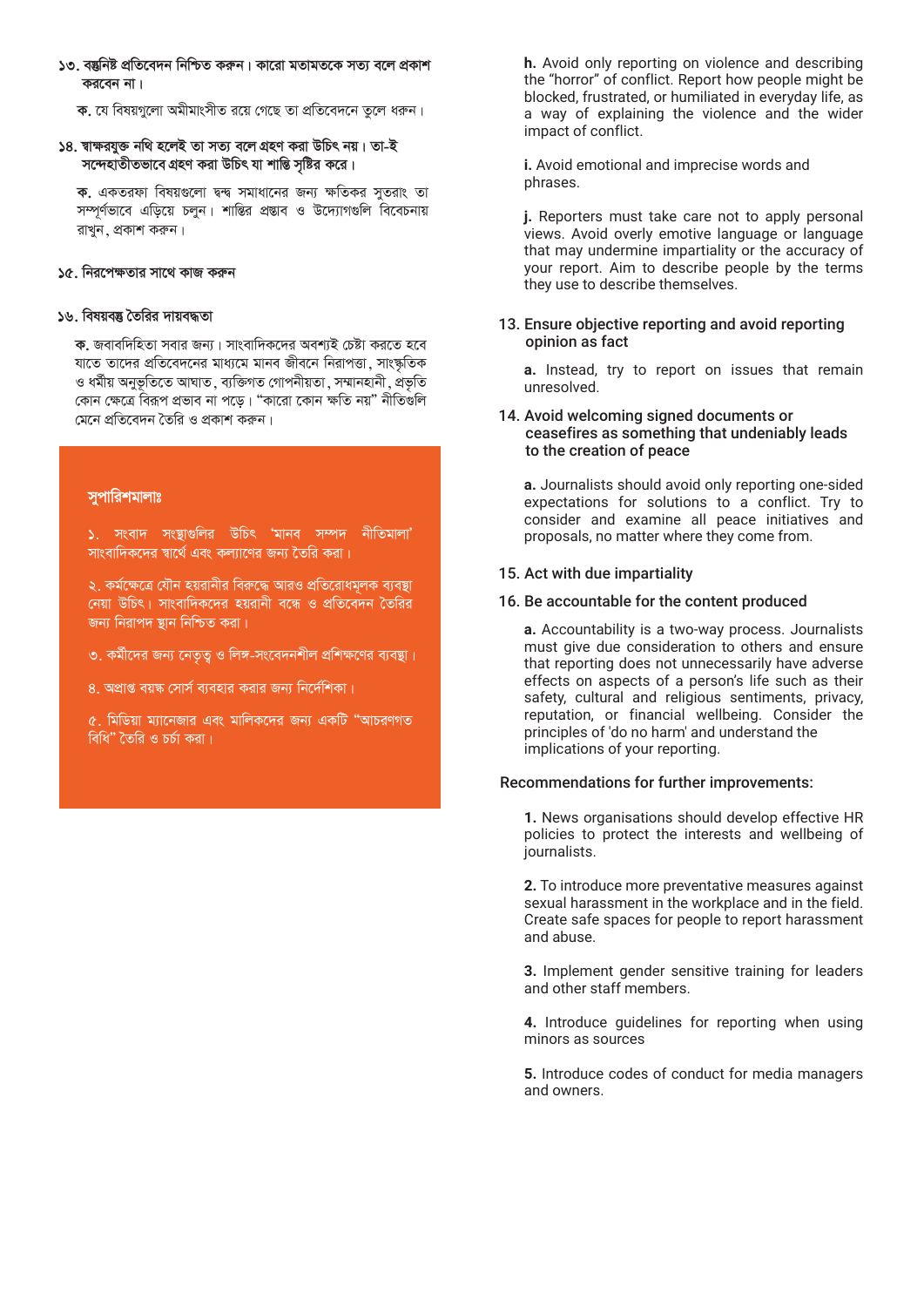১৩. বস্তুনিষ্ট প্রতিবেদন নিশ্চিত করুন। কারো মতামতকে সত্য বলে প্রকাশ করবেন না।

**ক.** যে বিষয়গুলো অমীমাংসীত রয়ে গেছে তা প্রতিবেদনে তুলে ধরুন।

১৪. স্বাক্ষরযুক্ত নথি হলেই তা সত্য বলে গ্রহণ করা উচিৎ নয়। তা-ই সন্দেহাতীতভাবে গ্রহণ করা উচিৎ যা শান্তি সৃষ্টির করে।

**ক.** একতরফা বিষয়গুলো দ্বন্দ্ব সমাধানের জন্য ক্ষতিকর সুতরাং তা সম্পূর্ণভাবে এড়িয়ে চলুন। শান্তির প্রস্তাব ও উদ্যোগগুলি বিবেচনায় রাখুন, প্রকাশ করুন।

১৫. নিরপেক্ষতার সাথে কাজ করুন

১৬. বিষয়বস্তু তৈরির দায়বদ্ধতা

**ক.** জবাবদিহিতা সবার জন্য। সাংবাদিকদের অবশ্যই চেষ্টা করতে হবে যাতে তাদের প্রতিবেদনের মাধ্যমে মানব জীবনে নিরাপত্তা, সাংস্কৃতিক ও ধর্মীয় অনুভূতিতে আঘাত, ব্যক্তিগত গোপনীয়তা, সম্মানহানী, প্রভৃতি কোন ক্ষেত্রে বিরূপ প্রভাব না পড়ে। "কারো কোন ক্ষতি নয়" নীতিগুলি মেনে প্রতিবেদন তৈরি ও প্রকাশ করুন।

**সুপারিশমালাঃ**

১. সংবাদ সংস্থাগুলির উচিৎ 'মানব সম্পদ নীতিমালা' সাংবাদিকদের স্বার্থে এবং কল্যাণের জন্য তৈরি করা।

২. কর্মক্ষেত্রে যৌন হয়রানীর বিরুদ্ধে আরও প্রতিরোধমূলক ব্যবস্থা নেয়া উচিৎ। সাংবাদিকদের হয়রানী বন্ধে ও প্রতিবেদন তৈরির জন্য নিরাপদ স্থান নিশ্চিত করা।

৩. কর্মীদের জন্য নেতৃত্ব ও লিঙ্গ-সংবেদনশীল প্রশিক্ষণের ব্যবস্থা।

৪. অপ্রাপ্ত বয়স্ক সোর্স ব্যবহার করার জন্য নির্দেশিকা।

৫. মিডিয়া ম্যানেজার এবং মালিকদের জন্য একটি "আচরণগত বিধি" তৈরি ও চর্চা করা।

**h.** Avoid only reporting on violence and describing the "horror" of conflict. Report how people might be blocked, frustrated, or humiliated in everyday life, as a way of explaining the violence and the wider impact of conflict.

**i.** Avoid emotional and imprecise words and phrases.

**j.** Reporters must take care not to apply personal views. Avoid overly emotive language or language that may undermine impartiality or the accuracy of your report. Aim to describe people by the terms they use to describe themselves.

13. Ensure objective reporting and avoid reporting opinion as fact

**a.** Instead, try to report on issues that remain unresolved.

14. Avoid welcoming signed documents or ceasefires as something that undeniably leads to the creation of peace

**a.** Journalists should avoid only reporting one-sided expectations for solutions to a conflict. Try to consider and examine all peace initiatives and proposals, no matter where they come from.

15. Act with due impartiality

16. Be accountable for the content produced

**a.** Accountability is a two-way process. Journalists must give due consideration to others and ensure that reporting does not unnecessarily have adverse effects on aspects of a person's life such as their safety, cultural and religious sentiments, privacy, reputation, or financial wellbeing. Consider the principles of 'do no harm' and understand the implications of your reporting.

**Recommendations for further improvements:**

**1.** News organisations should develop effective HR policies to protect the interests and wellbeing of journalists.

**2.** To introduce more preventative measures against sexual harassment in the workplace and in the field. Create safe spaces for people to report harassment and abuse.

**3.** Implement gender sensitive training for leaders and other staff members.

**4.** Introduce guidelines for reporting when using minors as sources

**5.** Introduce codes of conduct for media managers and owners.